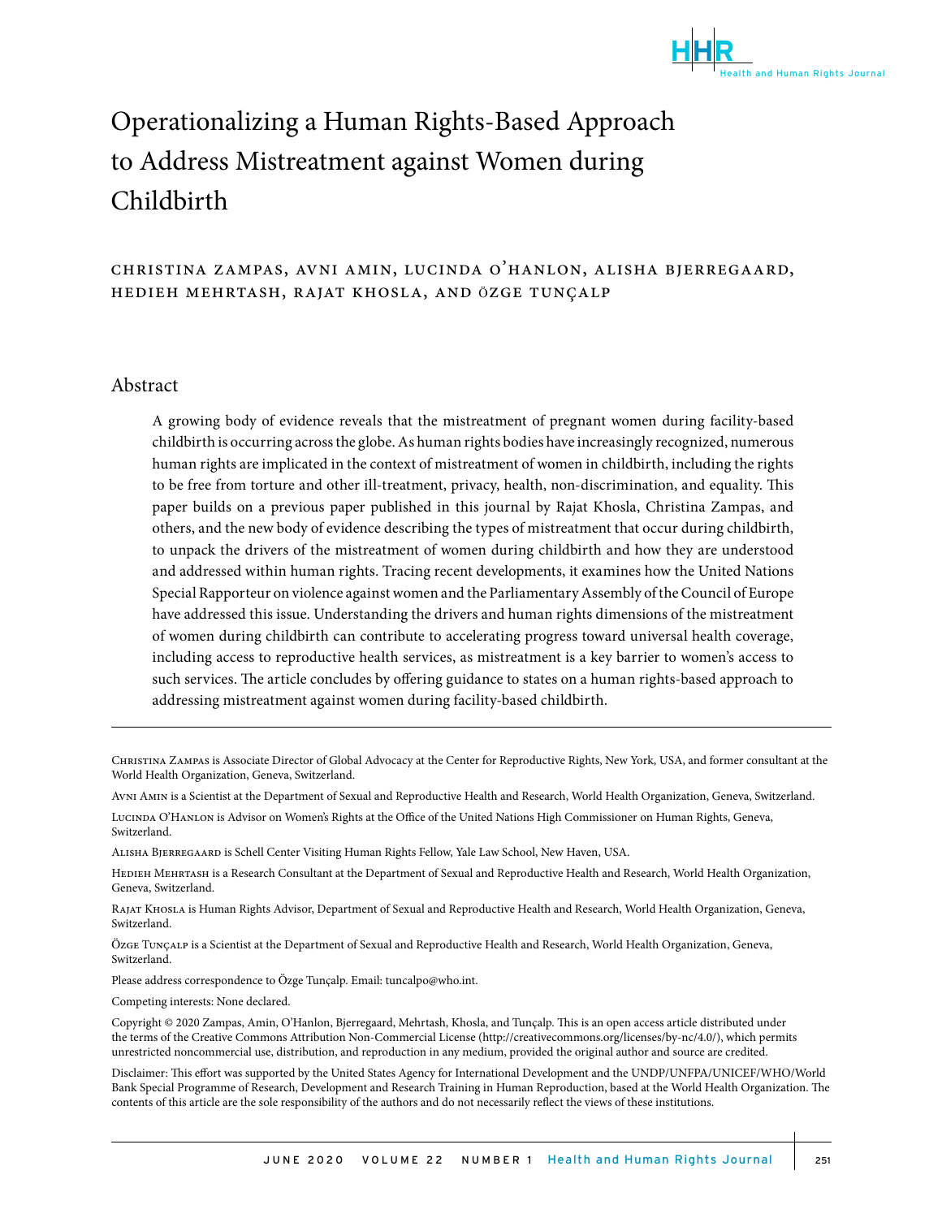# Operationalizing a Human Rights-Based Approach to Address Mistreatment against Women during Childbirth

CHRISTINA ZAMPAS, AVNI AMIN, LUCINDA O'HANLON, ALISHA BJERREGAARD, HEDIEH MEHRTASH, RAJAT KHOSLA, AND ÖZGE TUNÇALP

## Abstract

A growing body of evidence reveals that the mistreatment of pregnant women during facility-based childbirth is occurring across the globe. As human rights bodies have increasingly recognized, numerous human rights are implicated in the context of mistreatment of women in childbirth, including the rights to be free from torture and other ill-treatment, privacy, health, non-discrimination, and equality. This paper builds on a previous paper published in this journal by Rajat Khosla, Christina Zampas, and others, and the new body of evidence describing the types of mistreatment that occur during childbirth, to unpack the drivers of the mistreatment of women during childbirth and how they are understood and addressed within human rights. Tracing recent developments, it examines how the United Nations Special Rapporteur on violence against women and the Parliamentary Assembly of the Council of Europe have addressed this issue. Understanding the drivers and human rights dimensions of the mistreatment of women during childbirth can contribute to accelerating progress toward universal health coverage, including access to reproductive health services, as mistreatment is a key barrier to women's access to such services. The article concludes by offering guidance to states on a human rights-based approach to addressing mistreatment against women during facility-based childbirth.

---

Christina Zampas is Associate Director of Global Advocacy at the Center for Reproductive Rights, New York, USA, and former consultant at the World Health Organization, Geneva, Switzerland.

Avni Amin is a Scientist at the Department of Sexual and Reproductive Health and Research, World Health Organization, Geneva, Switzerland.

Lucinda O'Hanlon is Advisor on Women's Rights at the Office of the United Nations High Commissioner on Human Rights, Geneva, Switzerland.

Alisha Bjerregaard is Schell Center Visiting Human Rights Fellow, Yale Law School, New Haven, USA.

Hedieh Mehrtash is a Research Consultant at the Department of Sexual and Reproductive Health and Research, World Health Organization, Geneva, Switzerland.

Rajat Khosla is Human Rights Advisor, Department of Sexual and Reproductive Health and Research, World Health Organization, Geneva, Switzerland.

Özge Tunçalp is a Scientist at the Department of Sexual and Reproductive Health and Research, World Health Organization, Geneva, Switzerland.

Please address correspondence to Özge Tunçalp. Email: tuncalpo@who.int.

Competing interests: None declared.

Copyright © 2020 Zampas, Amin, O'Hanlon, Bjerregaard, Mehrtash, Khosla, and Tunçalp. This is an open access article distributed under the terms of the Creative Commons Attribution Non-Commercial License (http://creativecommons.org/licenses/by-nc/4.0/), which permits unrestricted noncommercial use, distribution, and reproduction in any medium, provided the original author and source are credited.

Disclaimer: This effort was supported by the United States Agency for International Development and the UNDP/UNFPA/UNICEF/WHO/World Bank Special Programme of Research, Development and Research Training in Human Reproduction, based at the World Health Organization. The contents of this article are the sole responsibility of the authors and do not necessarily reflect the views of these institutions.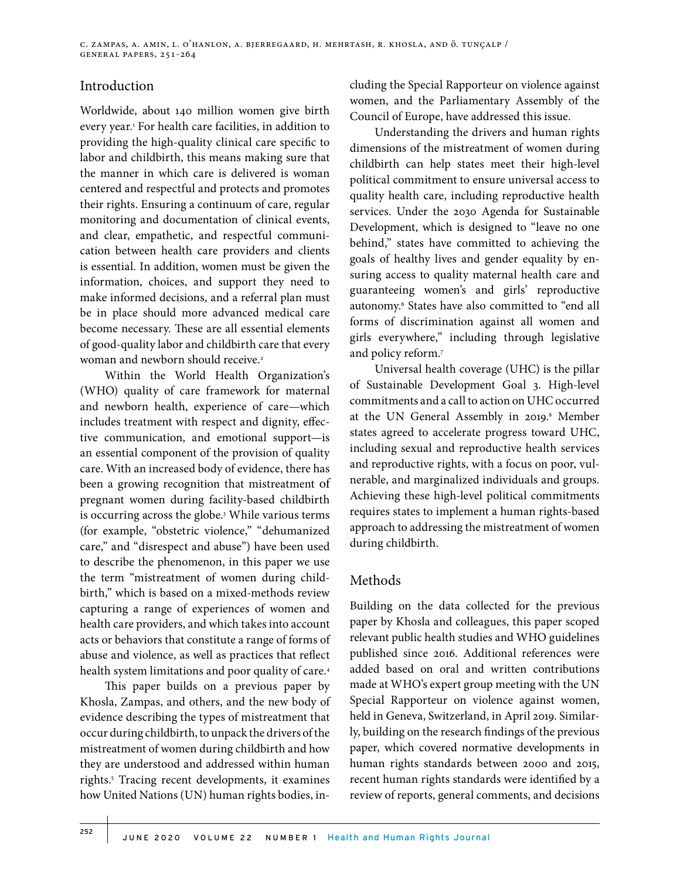## Introduction

Worldwide, about 140 million women give birth every year.[1] For health care facilities, in addition to providing the high-quality clinical care specific to labor and childbirth, this means making sure that the manner in which care is delivered is woman centered and respectful and protects and promotes their rights. Ensuring a continuum of care, regular monitoring and documentation of clinical events, and clear, empathetic, and respectful communication between health care providers and clients is essential. In addition, women must be given the information, choices, and support they need to make informed decisions, and a referral plan must be in place should more advanced medical care become necessary. These are all essential elements of good-quality labor and childbirth care that every woman and newborn should receive.[2]

Within the World Health Organization's (WHO) quality of care framework for maternal and newborn health, experience of care—which includes treatment with respect and dignity, effective communication, and emotional support—is an essential component of the provision of quality care. With an increased body of evidence, there has been a growing recognition that mistreatment of pregnant women during facility-based childbirth is occurring across the globe.[3] While various terms (for example, "obstetric violence," "dehumanized care," and "disrespect and abuse") have been used to describe the phenomenon, in this paper we use the term "mistreatment of women during childbirth," which is based on a mixed-methods review capturing a range of experiences of women and health care providers, and which takes into account acts or behaviors that constitute a range of forms of abuse and violence, as well as practices that reflect health system limitations and poor quality of care.[4]

This paper builds on a previous paper by Khosla, Zampas, and others, and the new body of evidence describing the types of mistreatment that occur during childbirth, to unpack the drivers of the mistreatment of women during childbirth and how they are understood and addressed within human rights.[5] Tracing recent developments, it examines how United Nations (UN) human rights bodies, including the Special Rapporteur on violence against women, and the Parliamentary Assembly of the Council of Europe, have addressed this issue.

Understanding the drivers and human rights dimensions of the mistreatment of women during childbirth can help states meet their high-level political commitment to ensure universal access to quality health care, including reproductive health services. Under the 2030 Agenda for Sustainable Development, which is designed to "leave no one behind," states have committed to achieving the goals of healthy lives and gender equality by ensuring access to quality maternal health care and guaranteeing women's and girls' reproductive autonomy.[6] States have also committed to "end all forms of discrimination against all women and girls everywhere," including through legislative and policy reform.[7]

Universal health coverage (UHC) is the pillar of Sustainable Development Goal 3. High-level commitments and a call to action on UHC occurred at the UN General Assembly in 2019.[8] Member states agreed to accelerate progress toward UHC, including sexual and reproductive health services and reproductive rights, with a focus on poor, vulnerable, and marginalized individuals and groups. Achieving these high-level political commitments requires states to implement a human rights-based approach to addressing the mistreatment of women during childbirth.

## Methods

Building on the data collected for the previous paper by Khosla and colleagues, this paper scoped relevant public health studies and WHO guidelines published since 2016. Additional references were added based on oral and written contributions made at WHO's expert group meeting with the UN Special Rapporteur on violence against women, held in Geneva, Switzerland, in April 2019. Similarly, building on the research findings of the previous paper, which covered normative developments in human rights standards between 2000 and 2015, recent human rights standards were identified by a review of reports, general comments, and decisions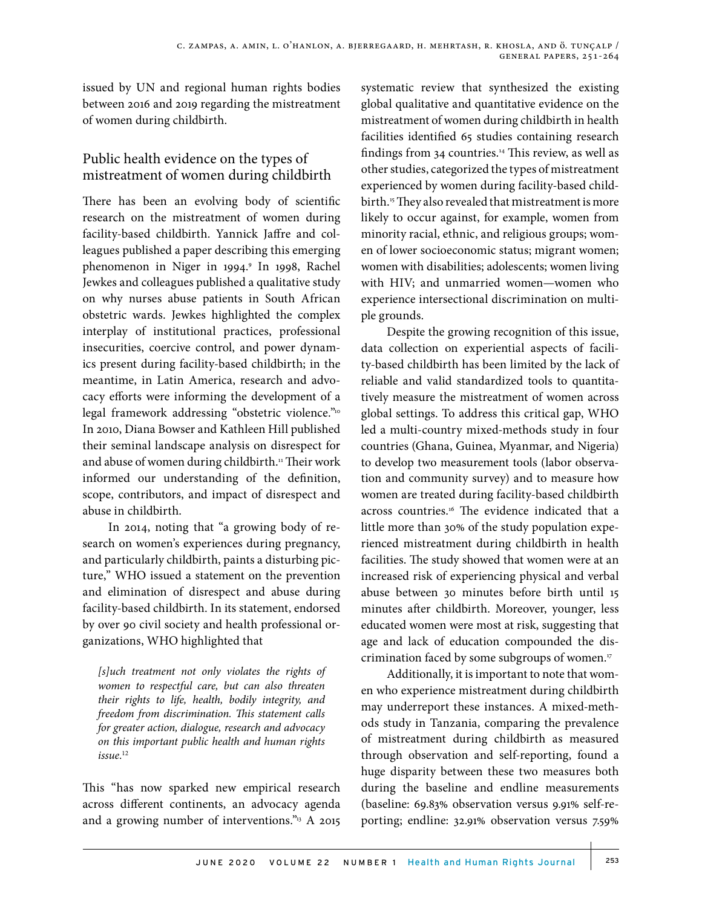issued by UN and regional human rights bodies between 2016 and 2019 regarding the mistreatment of women during childbirth.

## Public health evidence on the types of mistreatment of women during childbirth

There has been an evolving body of scientific research on the mistreatment of women during facility-based childbirth. Yannick Jaffre and colleagues published a paper describing this emerging phenomenon in Niger in 1994.[9] In 1998, Rachel Jewkes and colleagues published a qualitative study on why nurses abuse patients in South African obstetric wards. Jewkes highlighted the complex interplay of institutional practices, professional insecurities, coercive control, and power dynamics present during facility-based childbirth; in the meantime, in Latin America, research and advocacy efforts were informing the development of a legal framework addressing "obstetric violence."[10] In 2010, Diana Bowser and Kathleen Hill published their seminal landscape analysis on disrespect for and abuse of women during childbirth.[11] Their work informed our understanding of the definition, scope, contributors, and impact of disrespect and abuse in childbirth.

In 2014, noting that "a growing body of research on women's experiences during pregnancy, and particularly childbirth, paints a disturbing picture," WHO issued a statement on the prevention and elimination of disrespect and abuse during facility-based childbirth. In its statement, endorsed by over 90 civil society and health professional organizations, WHO highlighted that

> *[s]uch treatment not only violates the rights of women to respectful care, but can also threaten their rights to life, health, bodily integrity, and freedom from discrimination. This statement calls for greater action, dialogue, research and advocacy on this important public health and human rights issue.*[12]

This "has now sparked new empirical research across different continents, an advocacy agenda and a growing number of interventions."[13] A 2015 systematic review that synthesized the existing global qualitative and quantitative evidence on the mistreatment of women during childbirth in health facilities identified 65 studies containing research findings from 34 countries.[14] This review, as well as other studies, categorized the types of mistreatment experienced by women during facility-based childbirth.[15] They also revealed that mistreatment is more likely to occur against, for example, women from minority racial, ethnic, and religious groups; women of lower socioeconomic status; migrant women; women with disabilities; adolescents; women living with HIV; and unmarried women—women who experience intersectional discrimination on multiple grounds.

Despite the growing recognition of this issue, data collection on experiential aspects of facility-based childbirth has been limited by the lack of reliable and valid standardized tools to quantitatively measure the mistreatment of women across global settings. To address this critical gap, WHO led a multi-country mixed-methods study in four countries (Ghana, Guinea, Myanmar, and Nigeria) to develop two measurement tools (labor observation and community survey) and to measure how women are treated during facility-based childbirth across countries.[16] The evidence indicated that a little more than 30% of the study population experienced mistreatment during childbirth in health facilities. The study showed that women were at an increased risk of experiencing physical and verbal abuse between 30 minutes before birth until 15 minutes after childbirth. Moreover, younger, less educated women were most at risk, suggesting that age and lack of education compounded the discrimination faced by some subgroups of women.[17]

Additionally, it is important to note that women who experience mistreatment during childbirth may underreport these instances. A mixed-methods study in Tanzania, comparing the prevalence of mistreatment during childbirth as measured through observation and self-reporting, found a huge disparity between these two measures both during the baseline and endline measurements (baseline: 69.83% observation versus 9.91% self-reporting; endline: 32.91% observation versus 7.59%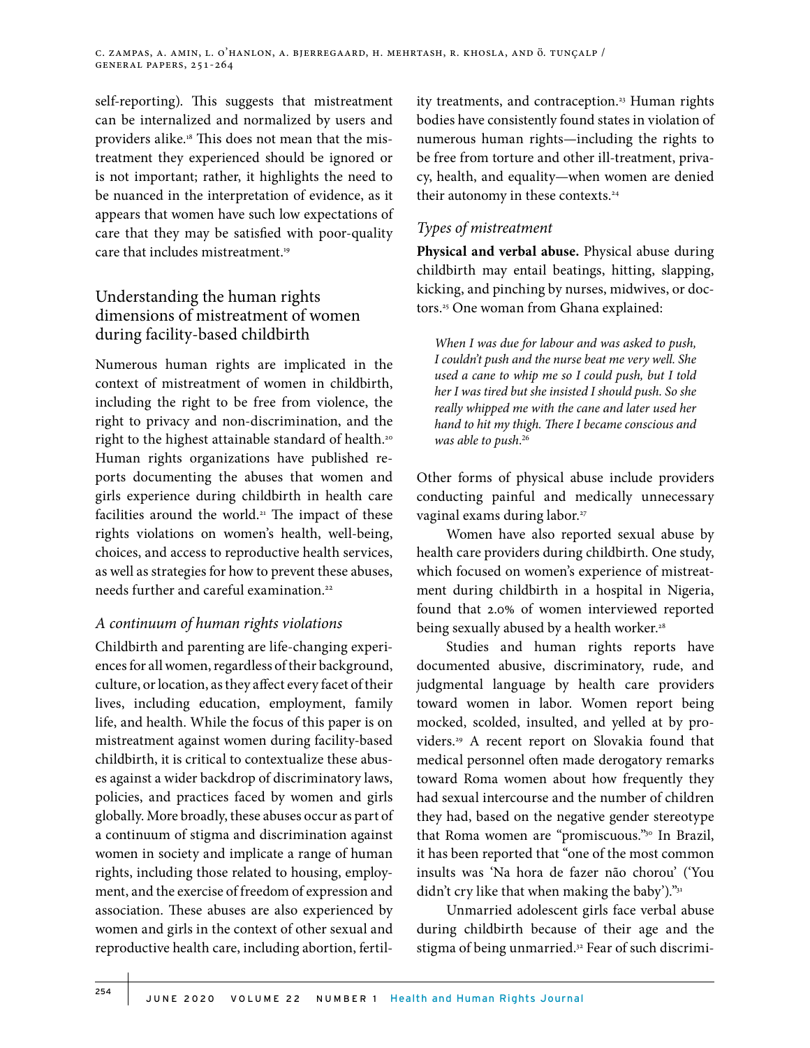self-reporting). This suggests that mistreatment can be internalized and normalized by users and providers alike.[18] This does not mean that the mistreatment they experienced should be ignored or is not important; rather, it highlights the need to be nuanced in the interpretation of evidence, as it appears that women have such low expectations of care that they may be satisfied with poor-quality care that includes mistreatment.[19]

## Understanding the human rights dimensions of mistreatment of women during facility-based childbirth

Numerous human rights are implicated in the context of mistreatment of women in childbirth, including the right to be free from violence, the right to privacy and non-discrimination, and the right to the highest attainable standard of health.[20] Human rights organizations have published reports documenting the abuses that women and girls experience during childbirth in health care facilities around the world.[21] The impact of these rights violations on women's health, well-being, choices, and access to reproductive health services, as well as strategies for how to prevent these abuses, needs further and careful examination.[22]

### *A continuum of human rights violations*

Childbirth and parenting are life-changing experiences for all women, regardless of their background, culture, or location, as they affect every facet of their lives, including education, employment, family life, and health. While the focus of this paper is on mistreatment against women during facility-based childbirth, it is critical to contextualize these abuses against a wider backdrop of discriminatory laws, policies, and practices faced by women and girls globally. More broadly, these abuses occur as part of a continuum of stigma and discrimination against women in society and implicate a range of human rights, including those related to housing, employment, and the exercise of freedom of expression and association. These abuses are also experienced by women and girls in the context of other sexual and reproductive health care, including abortion, fertility treatments, and contraception.[23] Human rights bodies have consistently found states in violation of numerous human rights—including the rights to be free from torture and other ill-treatment, privacy, health, and equality—when women are denied their autonomy in these contexts.[24]

### *Types of mistreatment*

**Physical and verbal abuse.** Physical abuse during childbirth may entail beatings, hitting, slapping, kicking, and pinching by nurses, midwives, or doctors.[25] One woman from Ghana explained:

> *When I was due for labour and was asked to push, I couldn't push and the nurse beat me very well. She used a cane to whip me so I could push, but I told her I was tired but she insisted I should push. So she really whipped me with the cane and later used her hand to hit my thigh. There I became conscious and was able to push.*[26]

Other forms of physical abuse include providers conducting painful and medically unnecessary vaginal exams during labor.[27]

Women have also reported sexual abuse by health care providers during childbirth. One study, which focused on women's experience of mistreatment during childbirth in a hospital in Nigeria, found that 2.0% of women interviewed reported being sexually abused by a health worker.[28]

Studies and human rights reports have documented abusive, discriminatory, rude, and judgmental language by health care providers toward women in labor. Women report being mocked, scolded, insulted, and yelled at by providers.[29] A recent report on Slovakia found that medical personnel often made derogatory remarks toward Roma women about how frequently they had sexual intercourse and the number of children they had, based on the negative gender stereotype that Roma women are "promiscuous."[30] In Brazil, it has been reported that "one of the most common insults was 'Na hora de fazer não chorou' ('You didn't cry like that when making the baby')."[31]

Unmarried adolescent girls face verbal abuse during childbirth because of their age and the stigma of being unmarried.[32] Fear of such discrimi-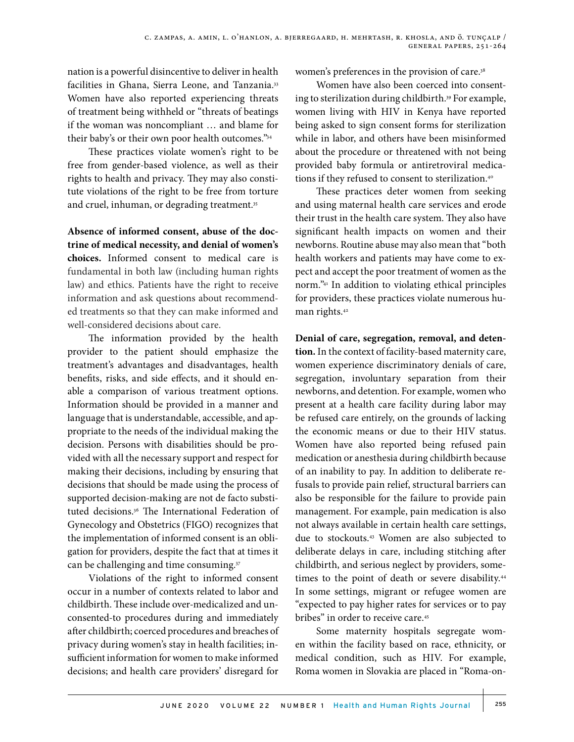nation is a powerful disincentive to deliver in health facilities in Ghana, Sierra Leone, and Tanzania.[33] Women have also reported experiencing threats of treatment being withheld or "threats of beatings if the woman was noncompliant … and blame for their baby's or their own poor health outcomes."[34]

These practices violate women's right to be free from gender-based violence, as well as their rights to health and privacy. They may also constitute violations of the right to be free from torture and cruel, inhuman, or degrading treatment.[35]

**Absence of informed consent, abuse of the doctrine of medical necessity, and denial of women's choices.** Informed consent to medical care is fundamental in both law (including human rights law) and ethics. Patients have the right to receive information and ask questions about recommended treatments so that they can make informed and well-considered decisions about care.

The information provided by the health provider to the patient should emphasize the treatment's advantages and disadvantages, health benefits, risks, and side effects, and it should enable a comparison of various treatment options. Information should be provided in a manner and language that is understandable, accessible, and appropriate to the needs of the individual making the decision. Persons with disabilities should be provided with all the necessary support and respect for making their decisions, including by ensuring that decisions that should be made using the process of supported decision-making are not de facto substituted decisions.[36] The International Federation of Gynecology and Obstetrics (FIGO) recognizes that the implementation of informed consent is an obligation for providers, despite the fact that at times it can be challenging and time consuming.[37]

Violations of the right to informed consent occur in a number of contexts related to labor and childbirth. These include over-medicalized and unconsented-to procedures during and immediately after childbirth; coerced procedures and breaches of privacy during women's stay in health facilities; insufficient information for women to make informed decisions; and health care providers' disregard for women's preferences in the provision of care.[38]

Women have also been coerced into consenting to sterilization during childbirth.[39] For example, women living with HIV in Kenya have reported being asked to sign consent forms for sterilization while in labor, and others have been misinformed about the procedure or threatened with not being provided baby formula or antiretroviral medications if they refused to consent to sterilization.[40]

These practices deter women from seeking and using maternal health care services and erode their trust in the health care system. They also have significant health impacts on women and their newborns. Routine abuse may also mean that "both health workers and patients may have come to expect and accept the poor treatment of women as the norm."[41] In addition to violating ethical principles for providers, these practices violate numerous human rights.[42]

**Denial of care, segregation, removal, and detention.** In the context of facility-based maternity care, women experience discriminatory denials of care, segregation, involuntary separation from their newborns, and detention. For example, women who present at a health care facility during labor may be refused care entirely, on the grounds of lacking the economic means or due to their HIV status. Women have also reported being refused pain medication or anesthesia during childbirth because of an inability to pay. In addition to deliberate refusals to provide pain relief, structural barriers can also be responsible for the failure to provide pain management. For example, pain medication is also not always available in certain health care settings, due to stockouts.[43] Women are also subjected to deliberate delays in care, including stitching after childbirth, and serious neglect by providers, sometimes to the point of death or severe disability.[44] In some settings, migrant or refugee women are "expected to pay higher rates for services or to pay bribes" in order to receive care.[45]

Some maternity hospitals segregate women within the facility based on race, ethnicity, or medical condition, such as HIV. For example, Roma women in Slovakia are placed in "Roma-on-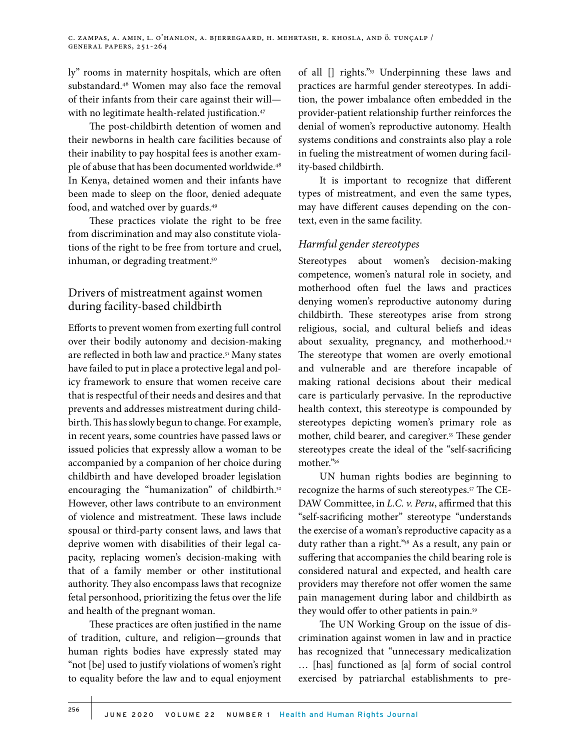ly" rooms in maternity hospitals, which are often substandard.[46] Women may also face the removal of their infants from their care against their will—with no legitimate health-related justification.[47]

The post-childbirth detention of women and their newborns in health care facilities because of their inability to pay hospital fees is another example of abuse that has been documented worldwide.[48] In Kenya, detained women and their infants have been made to sleep on the floor, denied adequate food, and watched over by guards.[49]

These practices violate the right to be free from discrimination and may also constitute violations of the right to be free from torture and cruel, inhuman, or degrading treatment.[50]

## Drivers of mistreatment against women during facility-based childbirth

Efforts to prevent women from exerting full control over their bodily autonomy and decision-making are reflected in both law and practice.[51] Many states have failed to put in place a protective legal and policy framework to ensure that women receive care that is respectful of their needs and desires and that prevents and addresses mistreatment during childbirth. This has slowly begun to change. For example, in recent years, some countries have passed laws or issued policies that expressly allow a woman to be accompanied by a companion of her choice during childbirth and have developed broader legislation encouraging the "humanization" of childbirth.[52] However, other laws contribute to an environment of violence and mistreatment. These laws include spousal or third-party consent laws, and laws that deprive women with disabilities of their legal capacity, replacing women's decision-making with that of a family member or other institutional authority. They also encompass laws that recognize fetal personhood, prioritizing the fetus over the life and health of the pregnant woman.

These practices are often justified in the name of tradition, culture, and religion—grounds that human rights bodies have expressly stated may "not [be] used to justify violations of women's right to equality before the law and to equal enjoyment of all [] rights."[53] Underpinning these laws and practices are harmful gender stereotypes. In addition, the power imbalance often embedded in the provider-patient relationship further reinforces the denial of women's reproductive autonomy. Health systems conditions and constraints also play a role in fueling the mistreatment of women during facility-based childbirth.

It is important to recognize that different types of mistreatment, and even the same types, may have different causes depending on the context, even in the same facility.

### *Harmful gender stereotypes*

Stereotypes about women's decision-making competence, women's natural role in society, and motherhood often fuel the laws and practices denying women's reproductive autonomy during childbirth. These stereotypes arise from strong religious, social, and cultural beliefs and ideas about sexuality, pregnancy, and motherhood.[54] The stereotype that women are overly emotional and vulnerable and are therefore incapable of making rational decisions about their medical care is particularly pervasive. In the reproductive health context, this stereotype is compounded by stereotypes depicting women's primary role as mother, child bearer, and caregiver.[55] These gender stereotypes create the ideal of the "self-sacrificing mother."[56]

UN human rights bodies are beginning to recognize the harms of such stereotypes.[57] The CEDAW Committee, in *L.C. v. Peru*, affirmed that this "self-sacrificing mother" stereotype "understands the exercise of a woman's reproductive capacity as a duty rather than a right."[58] As a result, any pain or suffering that accompanies the child bearing role is considered natural and expected, and health care providers may therefore not offer women the same pain management during labor and childbirth as they would offer to other patients in pain.[59]

The UN Working Group on the issue of discrimination against women in law and in practice has recognized that "unnecessary medicalization … [has] functioned as [a] form of social control exercised by patriarchal establishments to pre-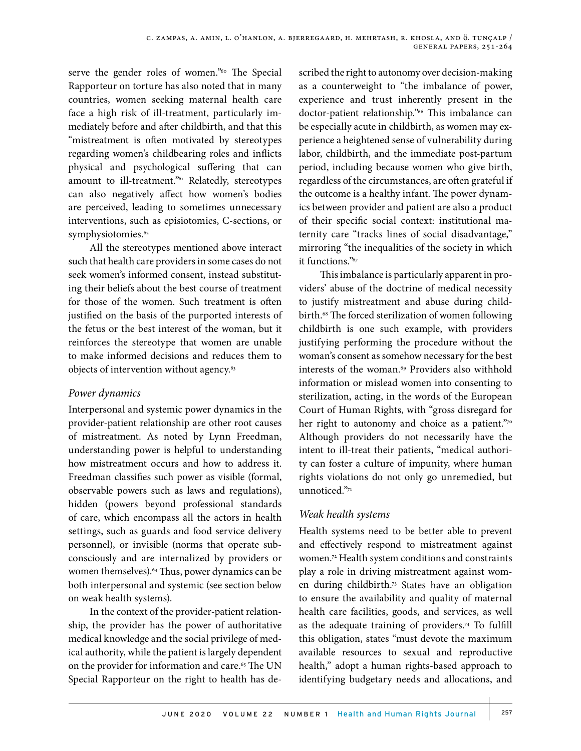serve the gender roles of women."[60] The Special Rapporteur on torture has also noted that in many countries, women seeking maternal health care face a high risk of ill-treatment, particularly immediately before and after childbirth, and that this "mistreatment is often motivated by stereotypes regarding women's childbearing roles and inflicts physical and psychological suffering that can amount to ill-treatment."[61] Relatedly, stereotypes can also negatively affect how women's bodies are perceived, leading to sometimes unnecessary interventions, such as episiotomies, C-sections, or symphysiotomies.[62]

All the stereotypes mentioned above interact such that health care providers in some cases do not seek women's informed consent, instead substituting their beliefs about the best course of treatment for those of the women. Such treatment is often justified on the basis of the purported interests of the fetus or the best interest of the woman, but it reinforces the stereotype that women are unable to make informed decisions and reduces them to objects of intervention without agency.[63]

### *Power dynamics*

Interpersonal and systemic power dynamics in the provider-patient relationship are other root causes of mistreatment. As noted by Lynn Freedman, understanding power is helpful to understanding how mistreatment occurs and how to address it. Freedman classifies such power as visible (formal, observable powers such as laws and regulations), hidden (powers beyond professional standards of care, which encompass all the actors in health settings, such as guards and food service delivery personnel), or invisible (norms that operate subconsciously and are internalized by providers or women themselves).[64] Thus, power dynamics can be both interpersonal and systemic (see section below on weak health systems).

In the context of the provider-patient relationship, the provider has the power of authoritative medical knowledge and the social privilege of medical authority, while the patient is largely dependent on the provider for information and care.[65] The UN Special Rapporteur on the right to health has described the right to autonomy over decision-making as a counterweight to "the imbalance of power, experience and trust inherently present in the doctor-patient relationship."[66] This imbalance can be especially acute in childbirth, as women may experience a heightened sense of vulnerability during labor, childbirth, and the immediate post-partum period, including because women who give birth, regardless of the circumstances, are often grateful if the outcome is a healthy infant. The power dynamics between provider and patient are also a product of their specific social context: institutional maternity care "tracks lines of social disadvantage," mirroring "the inequalities of the society in which it functions."[67]

This imbalance is particularly apparent in providers' abuse of the doctrine of medical necessity to justify mistreatment and abuse during childbirth.[68] The forced sterilization of women following childbirth is one such example, with providers justifying performing the procedure without the woman's consent as somehow necessary for the best interests of the woman.[69] Providers also withhold information or mislead women into consenting to sterilization, acting, in the words of the European Court of Human Rights, with "gross disregard for her right to autonomy and choice as a patient."[70] Although providers do not necessarily have the intent to ill-treat their patients, "medical authority can foster a culture of impunity, where human rights violations do not only go unremedied, but unnoticed."[71]

### *Weak health systems*

Health systems need to be better able to prevent and effectively respond to mistreatment against women.[72] Health system conditions and constraints play a role in driving mistreatment against women during childbirth.[73] States have an obligation to ensure the availability and quality of maternal health care facilities, goods, and services, as well as the adequate training of providers.[74] To fulfill this obligation, states "must devote the maximum available resources to sexual and reproductive health," adopt a human rights-based approach to identifying budgetary needs and allocations, and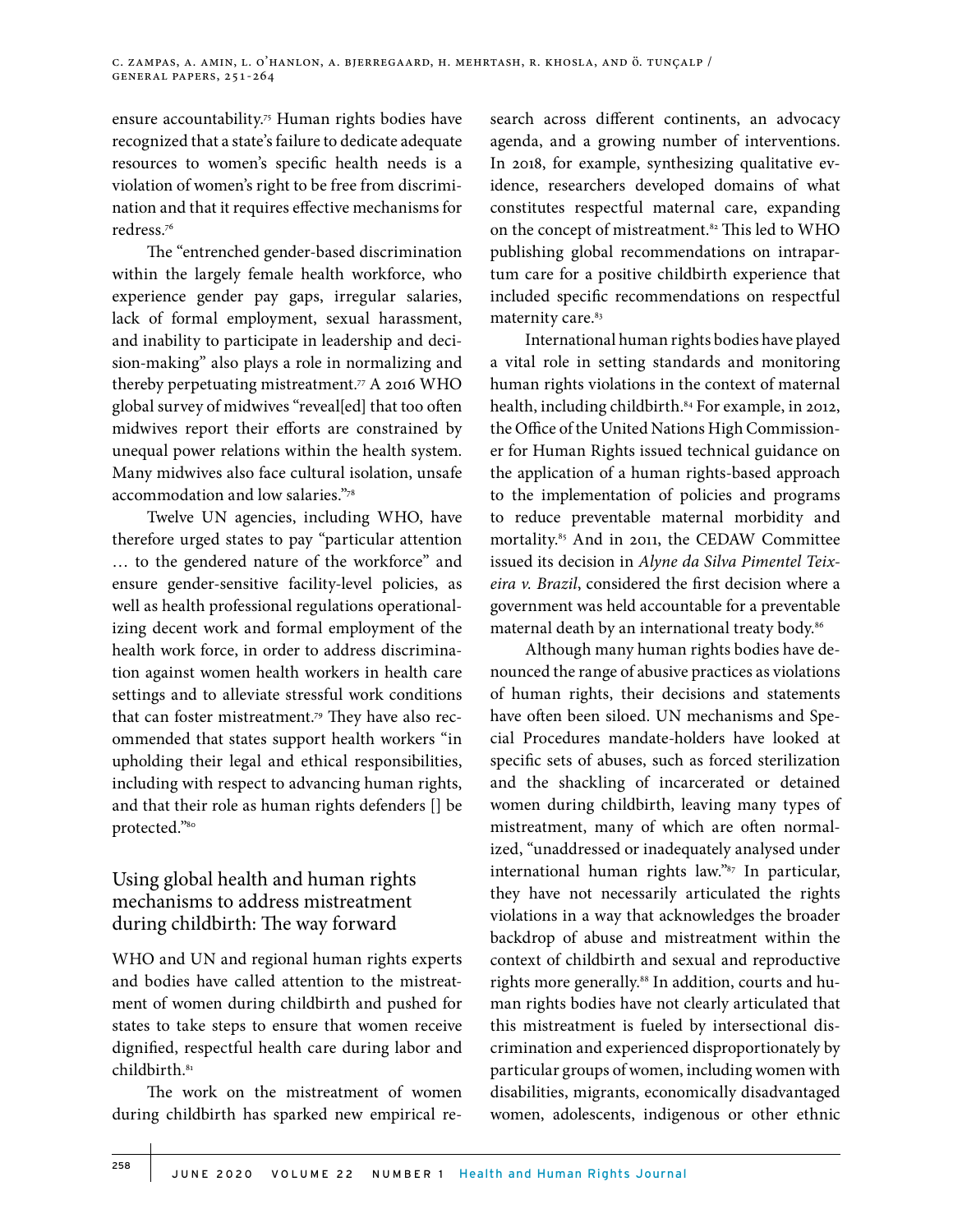ensure accountability.[75] Human rights bodies have recognized that a state's failure to dedicate adequate resources to women's specific health needs is a violation of women's right to be free from discrimination and that it requires effective mechanisms for redress.[76]

The "entrenched gender-based discrimination within the largely female health workforce, who experience gender pay gaps, irregular salaries, lack of formal employment, sexual harassment, and inability to participate in leadership and decision-making" also plays a role in normalizing and thereby perpetuating mistreatment.[77] A 2016 WHO global survey of midwives "reveal[ed] that too often midwives report their efforts are constrained by unequal power relations within the health system. Many midwives also face cultural isolation, unsafe accommodation and low salaries."[78]

Twelve UN agencies, including WHO, have therefore urged states to pay "particular attention … to the gendered nature of the workforce" and ensure gender-sensitive facility-level policies, as well as health professional regulations operationalizing decent work and formal employment of the health work force, in order to address discrimination against women health workers in health care settings and to alleviate stressful work conditions that can foster mistreatment.[79] They have also recommended that states support health workers "in upholding their legal and ethical responsibilities, including with respect to advancing human rights, and that their role as human rights defenders [] be protected."[80]

## Using global health and human rights mechanisms to address mistreatment during childbirth: The way forward

WHO and UN and regional human rights experts and bodies have called attention to the mistreatment of women during childbirth and pushed for states to take steps to ensure that women receive dignified, respectful health care during labor and childbirth.[81]

The work on the mistreatment of women during childbirth has sparked new empirical research across different continents, an advocacy agenda, and a growing number of interventions. In 2018, for example, synthesizing qualitative evidence, researchers developed domains of what constitutes respectful maternal care, expanding on the concept of mistreatment.[82] This led to WHO publishing global recommendations on intrapartum care for a positive childbirth experience that included specific recommendations on respectful maternity care.[83]

International human rights bodies have played a vital role in setting standards and monitoring human rights violations in the context of maternal health, including childbirth.[84] For example, in 2012, the Office of the United Nations High Commissioner for Human Rights issued technical guidance on the application of a human rights-based approach to the implementation of policies and programs to reduce preventable maternal morbidity and mortality.[85] And in 2011, the CEDAW Committee issued its decision in *Alyne da Silva Pimentel Teixeira v. Brazil*, considered the first decision where a government was held accountable for a preventable maternal death by an international treaty body.[86]

Although many human rights bodies have denounced the range of abusive practices as violations of human rights, their decisions and statements have often been siloed. UN mechanisms and Special Procedures mandate-holders have looked at specific sets of abuses, such as forced sterilization and the shackling of incarcerated or detained women during childbirth, leaving many types of mistreatment, many of which are often normalized, "unaddressed or inadequately analysed under international human rights law."[87] In particular, they have not necessarily articulated the rights violations in a way that acknowledges the broader backdrop of abuse and mistreatment within the context of childbirth and sexual and reproductive rights more generally.[88] In addition, courts and human rights bodies have not clearly articulated that this mistreatment is fueled by intersectional discrimination and experienced disproportionately by particular groups of women, including women with disabilities, migrants, economically disadvantaged women, adolescents, indigenous or other ethnic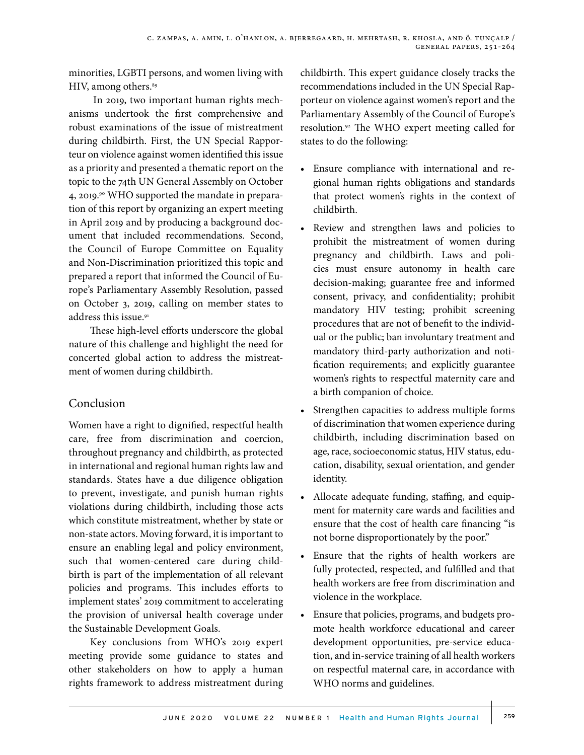minorities, LGBTI persons, and women living with HIV, among others.[89]

In 2019, two important human rights mechanisms undertook the first comprehensive and robust examinations of the issue of mistreatment during childbirth. First, the UN Special Rapporteur on violence against women identified this issue as a priority and presented a thematic report on the topic to the 74th UN General Assembly on October 4, 2019.[90] WHO supported the mandate in preparation of this report by organizing an expert meeting in April 2019 and by producing a background document that included recommendations. Second, the Council of Europe Committee on Equality and Non-Discrimination prioritized this topic and prepared a report that informed the Council of Europe's Parliamentary Assembly Resolution, passed on October 3, 2019, calling on member states to address this issue.[91]

These high-level efforts underscore the global nature of this challenge and highlight the need for concerted global action to address the mistreatment of women during childbirth.

## Conclusion

Women have a right to dignified, respectful health care, free from discrimination and coercion, throughout pregnancy and childbirth, as protected in international and regional human rights law and standards. States have a due diligence obligation to prevent, investigate, and punish human rights violations during childbirth, including those acts which constitute mistreatment, whether by state or non-state actors. Moving forward, it is important to ensure an enabling legal and policy environment, such that women-centered care during childbirth is part of the implementation of all relevant policies and programs. This includes efforts to implement states' 2019 commitment to accelerating the provision of universal health coverage under the Sustainable Development Goals.

Key conclusions from WHO's 2019 expert meeting provide some guidance to states and other stakeholders on how to apply a human rights framework to address mistreatment during childbirth. This expert guidance closely tracks the recommendations included in the UN Special Rapporteur on violence against women's report and the Parliamentary Assembly of the Council of Europe's resolution.[92] The WHO expert meeting called for states to do the following:

- Ensure compliance with international and regional human rights obligations and standards that protect women's rights in the context of childbirth.
- Review and strengthen laws and policies to prohibit the mistreatment of women during pregnancy and childbirth. Laws and policies must ensure autonomy in health care decision-making; guarantee free and informed consent, privacy, and confidentiality; prohibit mandatory HIV testing; prohibit screening procedures that are not of benefit to the individual or the public; ban involuntary treatment and mandatory third-party authorization and notification requirements; and explicitly guarantee women's rights to respectful maternity care and a birth companion of choice.
- Strengthen capacities to address multiple forms of discrimination that women experience during childbirth, including discrimination based on age, race, socioeconomic status, HIV status, education, disability, sexual orientation, and gender identity.
- Allocate adequate funding, staffing, and equipment for maternity care wards and facilities and ensure that the cost of health care financing "is not borne disproportionately by the poor."
- Ensure that the rights of health workers are fully protected, respected, and fulfilled and that health workers are free from discrimination and violence in the workplace.
- Ensure that policies, programs, and budgets promote health workforce educational and career development opportunities, pre-service education, and in-service training of all health workers on respectful maternal care, in accordance with WHO norms and guidelines.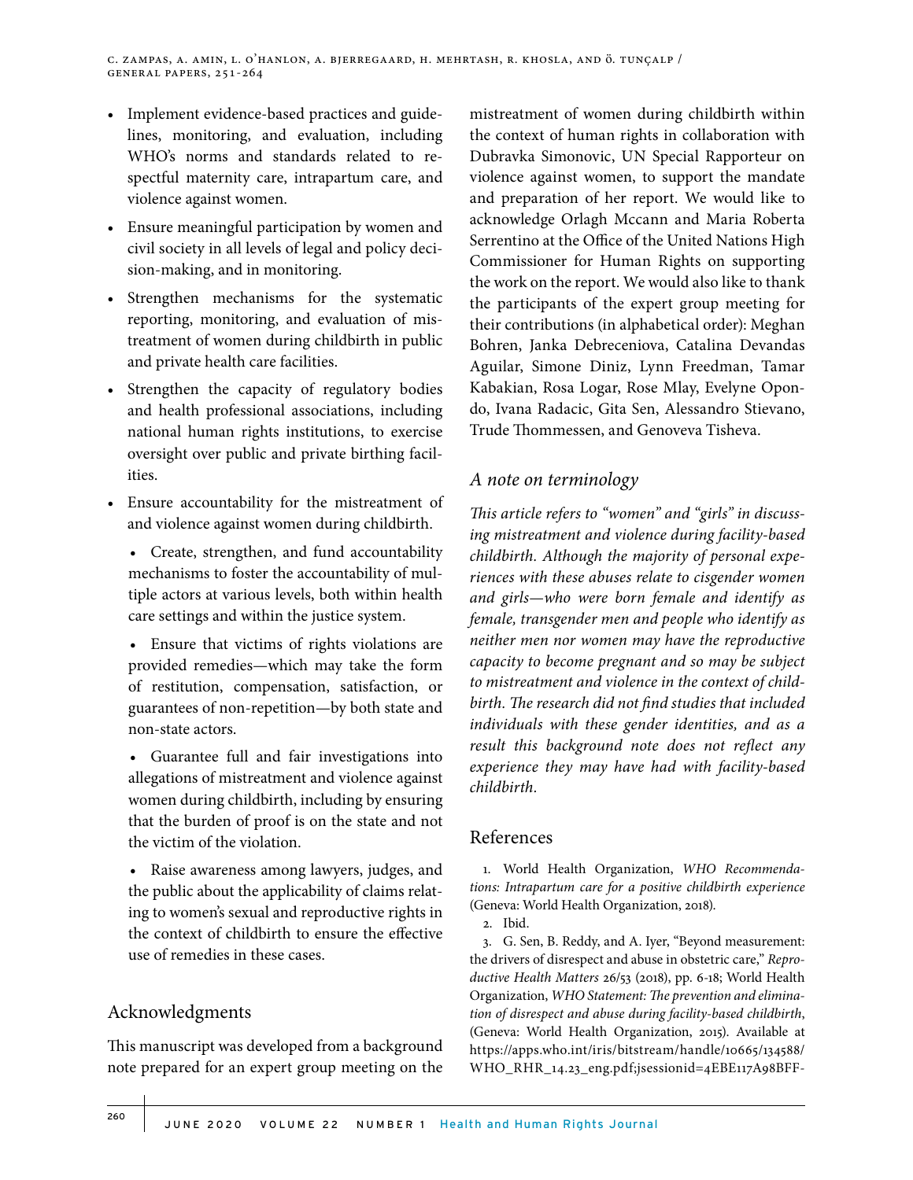- Implement evidence-based practices and guidelines, monitoring, and evaluation, including WHO's norms and standards related to respectful maternity care, intrapartum care, and violence against women.
- Ensure meaningful participation by women and civil society in all levels of legal and policy decision-making, and in monitoring.
- Strengthen mechanisms for the systematic reporting, monitoring, and evaluation of mistreatment of women during childbirth in public and private health care facilities.
- Strengthen the capacity of regulatory bodies and health professional associations, including national human rights institutions, to exercise oversight over public and private birthing facilities.
- Ensure accountability for the mistreatment of and violence against women during childbirth.
  - Create, strengthen, and fund accountability mechanisms to foster the accountability of multiple actors at various levels, both within health care settings and within the justice system.
  - Ensure that victims of rights violations are provided remedies—which may take the form of restitution, compensation, satisfaction, or guarantees of non-repetition—by both state and non-state actors.
  - Guarantee full and fair investigations into allegations of mistreatment and violence against women during childbirth, including by ensuring that the burden of proof is on the state and not the victim of the violation.
  - Raise awareness among lawyers, judges, and the public about the applicability of claims relating to women's sexual and reproductive rights in the context of childbirth to ensure the effective use of remedies in these cases.

## Acknowledgments

This manuscript was developed from a background note prepared for an expert group meeting on the mistreatment of women during childbirth within the context of human rights in collaboration with Dubravka Simonovic, UN Special Rapporteur on violence against women, to support the mandate and preparation of her report. We would like to acknowledge Orlagh Mccann and Maria Roberta Serrentino at the Office of the United Nations High Commissioner for Human Rights on supporting the work on the report. We would also like to thank the participants of the expert group meeting for their contributions (in alphabetical order): Meghan Bohren, Janka Debreceniova, Catalina Devandas Aguilar, Simone Diniz, Lynn Freedman, Tamar Kabakian, Rosa Logar, Rose Mlay, Evelyne Opondo, Ivana Radacic, Gita Sen, Alessandro Stievano, Trude Thommessen, and Genoveva Tisheva.

### *A note on terminology*

*This article refers to "women" and "girls" in discussing mistreatment and violence during facility-based childbirth. Although the majority of personal experiences with these abuses relate to cisgender women and girls—who were born female and identify as female, transgender men and people who identify as neither men nor women may have the reproductive capacity to become pregnant and so may be subject to mistreatment and violence in the context of childbirth. The research did not find studies that included individuals with these gender identities, and as a result this background note does not reflect any experience they may have had with facility-based childbirth.*

## References

1. World Health Organization, *WHO Recommendations: Intrapartum care for a positive childbirth experience* (Geneva: World Health Organization, 2018).
2. Ibid.
3. G. Sen, B. Reddy, and A. Iyer, "Beyond measurement: the drivers of disrespect and abuse in obstetric care," *Reproductive Health Matters* 26/53 (2018), pp. 6-18; World Health Organization, *WHO Statement: The prevention and elimination of disrespect and abuse during facility-based childbirth*, (Geneva: World Health Organization, 2015). Available at https://apps.who.int/iris/bitstream/handle/10665/134588/WHO_RHR_14.23_eng.pdf;jsessionid=4EBE117A98BFF-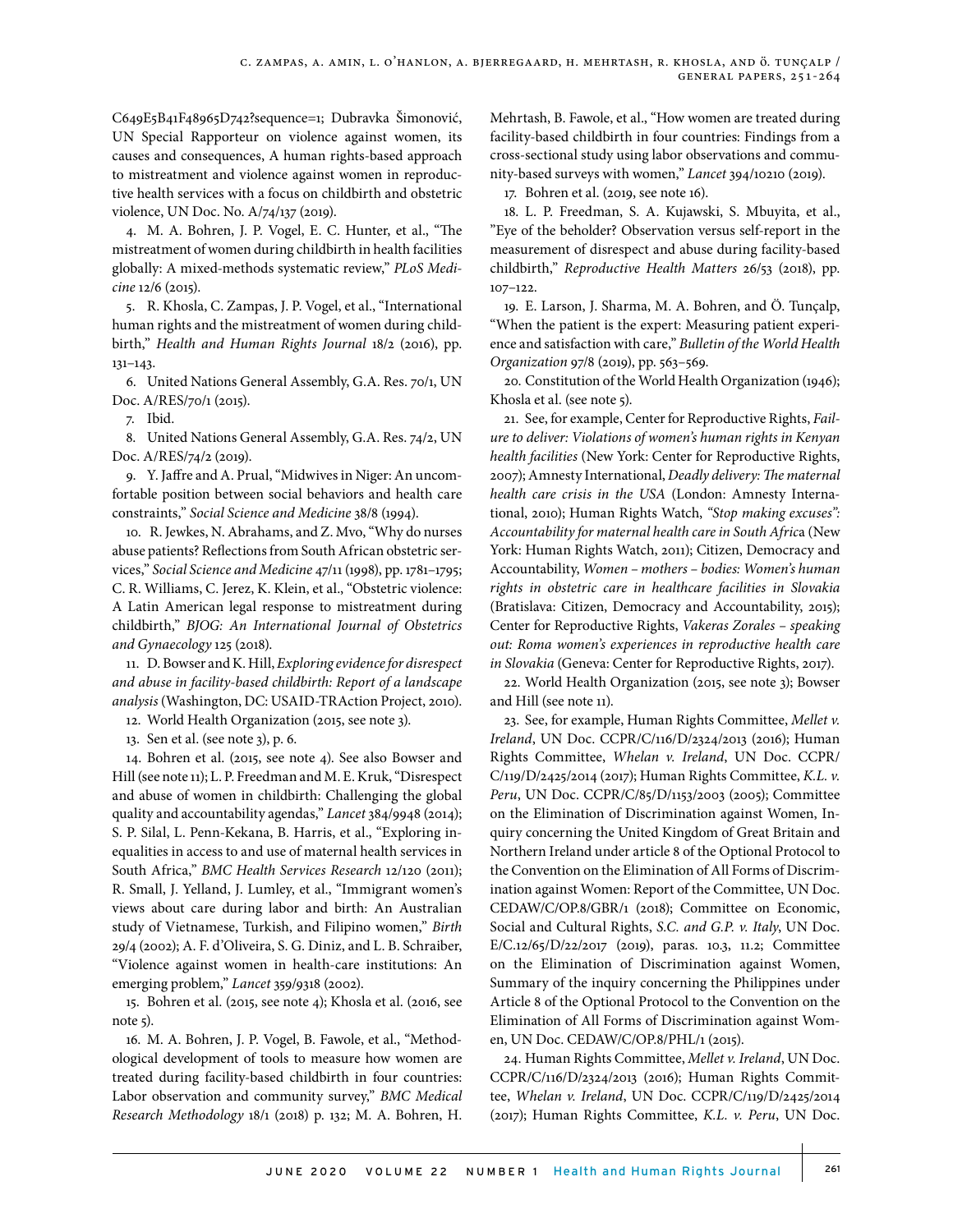C649E5B41F48965D742?sequence=1; Dubravka Šimonović, UN Special Rapporteur on violence against women, its causes and consequences, A human rights-based approach to mistreatment and violence against women in reproductive health services with a focus on childbirth and obstetric violence, UN Doc. No. A/74/137 (2019).

4. M. A. Bohren, J. P. Vogel, E. C. Hunter, et al., "The mistreatment of women during childbirth in health facilities globally: A mixed-methods systematic review," *PLoS Medicine* 12/6 (2015).

5. R. Khosla, C. Zampas, J. P. Vogel, et al., "International human rights and the mistreatment of women during childbirth," *Health and Human Rights Journal* 18/2 (2016), pp. 131–143.

6. United Nations General Assembly, G.A. Res. 70/1, UN Doc. A/RES/70/1 (2015).

7. Ibid.

8. United Nations General Assembly, G.A. Res. 74/2, UN Doc. A/RES/74/2 (2019).

9. Y. Jaffre and A. Prual, "Midwives in Niger: An uncomfortable position between social behaviors and health care constraints," *Social Science and Medicine* 38/8 (1994).

10. R. Jewkes, N. Abrahams, and Z. Mvo, "Why do nurses abuse patients? Reflections from South African obstetric services," *Social Science and Medicine* 47/11 (1998), pp. 1781–1795; C. R. Williams, C. Jerez, K. Klein, et al., "Obstetric violence: A Latin American legal response to mistreatment during childbirth," *BJOG: An International Journal of Obstetrics and Gynaecology* 125 (2018).

11. D. Bowser and K. Hill, *Exploring evidence for disrespect and abuse in facility-based childbirth: Report of a landscape analysis* (Washington, DC: USAID-TRAction Project, 2010).

12. World Health Organization (2015, see note 3).

13. Sen et al. (see note 3), p. 6.

14. Bohren et al. (2015, see note 4). See also Bowser and Hill (see note 11); L. P. Freedman and M. E. Kruk, "Disrespect and abuse of women in childbirth: Challenging the global quality and accountability agendas," *Lancet* 384/9948 (2014); S. P. Silal, L. Penn-Kekana, B. Harris, et al., "Exploring inequalities in access to and use of maternal health services in South Africa," *BMC Health Services Research* 12/120 (2011); R. Small, J. Yelland, J. Lumley, et al., "Immigrant women's views about care during labor and birth: An Australian study of Vietnamese, Turkish, and Filipino women," *Birth* 29/4 (2002); A. F. d'Oliveira, S. G. Diniz, and L. B. Schraiber, "Violence against women in health-care institutions: An emerging problem," *Lancet* 359/9318 (2002).

15. Bohren et al. (2015, see note 4); Khosla et al. (2016, see note 5).

16. M. A. Bohren, J. P. Vogel, B. Fawole, et al., "Methodological development of tools to measure how women are treated during facility-based childbirth in four countries: Labor observation and community survey," *BMC Medical Research Methodology* 18/1 (2018) p. 132; M. A. Bohren, H. Mehrtash, B. Fawole, et al., "How women are treated during facility-based childbirth in four countries: Findings from a cross-sectional study using labor observations and community-based surveys with women," *Lancet* 394/10210 (2019).

17. Bohren et al. (2019, see note 16).

18. L. P. Freedman, S. A. Kujawski, S. Mbuyita, et al., "Eye of the beholder? Observation versus self-report in the measurement of disrespect and abuse during facility-based childbirth," *Reproductive Health Matters* 26/53 (2018), pp. 107–122.

19. E. Larson, J. Sharma, M. A. Bohren, and Ö. Tunçalp, "When the patient is the expert: Measuring patient experience and satisfaction with care," *Bulletin of the World Health Organization* 97/8 (2019), pp. 563–569.

20. Constitution of the World Health Organization (1946); Khosla et al. (see note 5).

21. See, for example, Center for Reproductive Rights, *Failure to deliver: Violations of women's human rights in Kenyan health facilities* (New York: Center for Reproductive Rights, 2007); Amnesty International, *Deadly delivery: The maternal health care crisis in the USA* (London: Amnesty International, 2010); Human Rights Watch, *"Stop making excuses": Accountability for maternal health care in South Africa* (New York: Human Rights Watch, 2011); Citizen, Democracy and Accountability, *Women – mothers – bodies: Women's human rights in obstetric care in healthcare facilities in Slovakia* (Bratislava: Citizen, Democracy and Accountability, 2015); Center for Reproductive Rights, *Vakeras Zorales – speaking out: Roma women's experiences in reproductive health care in Slovakia* (Geneva: Center for Reproductive Rights, 2017).

22. World Health Organization (2015, see note 3); Bowser and Hill (see note 11).

23. See, for example, Human Rights Committee, *Mellet v. Ireland*, UN Doc. CCPR/C/116/D/2324/2013 (2016); Human Rights Committee, *Whelan v. Ireland*, UN Doc. CCPR/C/119/D/2425/2014 (2017); Human Rights Committee, *K.L. v. Peru*, UN Doc. CCPR/C/85/D/1153/2003 (2005); Committee on the Elimination of Discrimination against Women, Inquiry concerning the United Kingdom of Great Britain and Northern Ireland under article 8 of the Optional Protocol to the Convention on the Elimination of All Forms of Discrimination against Women: Report of the Committee, UN Doc. CEDAW/C/OP.8/GBR/1 (2018); Committee on Economic, Social and Cultural Rights, *S.C. and G.P. v. Italy*, UN Doc. E/C.12/65/D/22/2017 (2019), paras. 10.3, 11.2; Committee on the Elimination of Discrimination against Women, Summary of the inquiry concerning the Philippines under Article 8 of the Optional Protocol to the Convention on the Elimination of All Forms of Discrimination against Women, UN Doc. CEDAW/C/OP.8/PHL/1 (2015).

24. Human Rights Committee, *Mellet v. Ireland*, UN Doc. CCPR/C/116/D/2324/2013 (2016); Human Rights Committee, *Whelan v. Ireland*, UN Doc. CCPR/C/119/D/2425/2014 (2017); Human Rights Committee, *K.L. v. Peru*, UN Doc.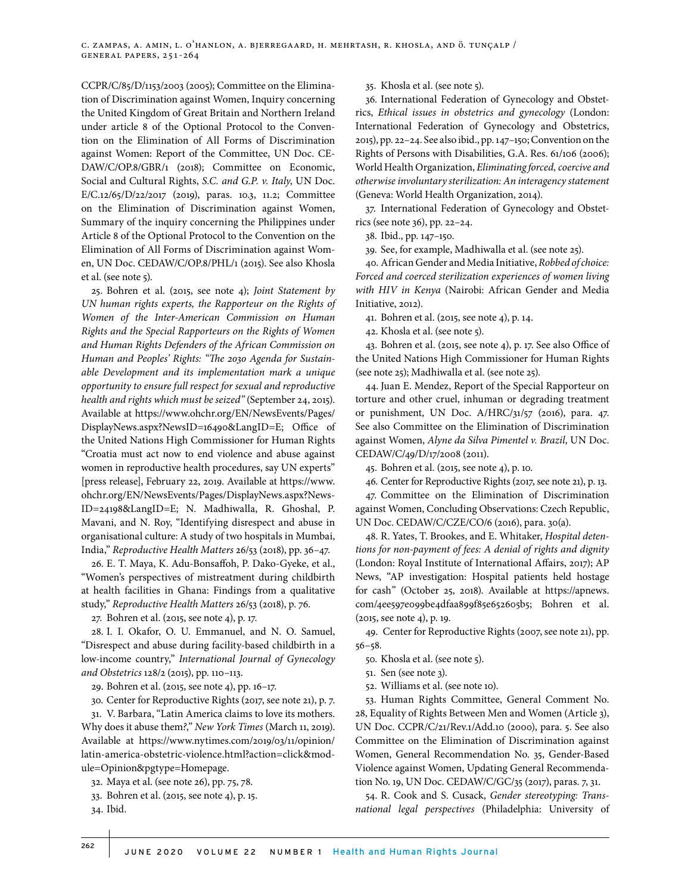CCPR/C/85/D/1153/2003 (2005); Committee on the Elimination of Discrimination against Women, Inquiry concerning the United Kingdom of Great Britain and Northern Ireland under article 8 of the Optional Protocol to the Convention on the Elimination of All Forms of Discrimination against Women: Report of the Committee, UN Doc. CEDAW/C/OP.8/GBR/1 (2018); Committee on Economic, Social and Cultural Rights, *S.C. and G.P. v. Italy*, UN Doc. E/C.12/65/D/22/2017 (2019), paras. 10.3, 11.2; Committee on the Elimination of Discrimination against Women, Summary of the inquiry concerning the Philippines under Article 8 of the Optional Protocol to the Convention on the Elimination of All Forms of Discrimination against Women, UN Doc. CEDAW/C/OP.8/PHL/1 (2015). See also Khosla et al. (see note 5).

25. Bohren et al. (2015, see note 4); *Joint Statement by UN human rights experts, the Rapporteur on the Rights of Women of the Inter-American Commission on Human Rights and the Special Rapporteurs on the Rights of Women and Human Rights Defenders of the African Commission on Human and Peoples' Rights: "The 2030 Agenda for Sustainable Development and its implementation mark a unique opportunity to ensure full respect for sexual and reproductive health and rights which must be seized"* (September 24, 2015). Available at https://www.ohchr.org/EN/NewsEvents/Pages/DisplayNews.aspx?NewsID=16490&LangID=E; Office of the United Nations High Commissioner for Human Rights "Croatia must act now to end violence and abuse against women in reproductive health procedures, say UN experts" [press release], February 22, 2019. Available at https://www.ohchr.org/EN/NewsEvents/Pages/DisplayNews.aspx?NewsID=24198&LangID=E; N. Madhiwalla, R. Ghoshal, P. Mavani, and N. Roy, "Identifying disrespect and abuse in organisational culture: A study of two hospitals in Mumbai, India," *Reproductive Health Matters* 26/53 (2018), pp. 36–47.

26. E. T. Maya, K. Adu-Bonsaffoh, P. Dako-Gyeke, et al., "Women's perspectives of mistreatment during childbirth at health facilities in Ghana: Findings from a qualitative study," *Reproductive Health Matters* 26/53 (2018), p. 76.

27. Bohren et al. (2015, see note 4), p. 17.

28. I. I. Okafor, O. U. Emmanuel, and N. O. Samuel, "Disrespect and abuse during facility-based childbirth in a low-income country," *International Journal of Gynecology and Obstetrics* 128/2 (2015), pp. 110–113.

29. Bohren et al. (2015, see note 4), pp. 16–17.

30. Center for Reproductive Rights (2017, see note 21), p. 7.

31. V. Barbara, "Latin America claims to love its mothers. Why does it abuse them?," *New York Times* (March 11, 2019). Available at https://www.nytimes.com/2019/03/11/opinion/latin-america-obstetric-violence.html?action=click&module=Opinion&pgtype=Homepage.

32. Maya et al. (see note 26), pp. 75, 78.

33. Bohren et al. (2015, see note 4), p. 15.

34. Ibid.

35. Khosla et al. (see note 5).

36. International Federation of Gynecology and Obstetrics, *Ethical issues in obstetrics and gynecology* (London: International Federation of Gynecology and Obstetrics, 2015), pp. 22–24. See also ibid., pp. 147–150; Convention on the Rights of Persons with Disabilities, G.A. Res. 61/106 (2006); World Health Organization, *Eliminating forced, coercive and otherwise involuntary sterilization: An interagency statement* (Geneva: World Health Organization, 2014).

37. International Federation of Gynecology and Obstetrics (see note 36), pp. 22–24.

38. Ibid., pp. 147–150.

39. See, for example, Madhiwalla et al. (see note 25).

40. African Gender and Media Initiative, *Robbed of choice: Forced and coerced sterilization experiences of women living with HIV in Kenya* (Nairobi: African Gender and Media Initiative, 2012).

41. Bohren et al. (2015, see note 4), p. 14.

42. Khosla et al. (see note 5).

43. Bohren et al. (2015, see note 4), p. 17. See also Office of the United Nations High Commissioner for Human Rights (see note 25); Madhiwalla et al. (see note 25).

44. Juan E. Mendez, Report of the Special Rapporteur on torture and other cruel, inhuman or degrading treatment or punishment, UN Doc. A/HRC/31/57 (2016), para. 47. See also Committee on the Elimination of Discrimination against Women, *Alyne da Silva Pimentel v. Brazil*, UN Doc. CEDAW/C/49/D/17/2008 (2011).

45. Bohren et al. (2015, see note 4), p. 10.

46. Center for Reproductive Rights (2017, see note 21), p. 13.

47. Committee on the Elimination of Discrimination against Women, Concluding Observations: Czech Republic, UN Doc. CEDAW/C/CZE/CO/6 (2016), para. 30(a).

48. R. Yates, T. Brookes, and E. Whitaker, *Hospital detentions for non-payment of fees: A denial of rights and dignity* (London: Royal Institute of International Affairs, 2017); AP News, "AP investigation: Hospital patients held hostage for cash" (October 25, 2018). Available at https://apnews.com/4ee597e099be4dfaa899f85e652605b5; Bohren et al. (2015, see note 4), p. 19.

49. Center for Reproductive Rights (2007, see note 21), pp. 56–58.

50. Khosla et al. (see note 5).

51. Sen (see note 3).

52. Williams et al. (see note 10).

53. Human Rights Committee, General Comment No. 28, Equality of Rights Between Men and Women (Article 3), UN Doc. CCPR/C/21/Rev.1/Add.10 (2000), para. 5. See also Committee on the Elimination of Discrimination against Women, General Recommendation No. 35, Gender-Based Violence against Women, Updating General Recommendation No. 19, UN Doc. CEDAW/C/GC/35 (2017), paras. 7, 31.

54. R. Cook and S. Cusack, *Gender stereotyping: Transnational legal perspectives* (Philadelphia: University of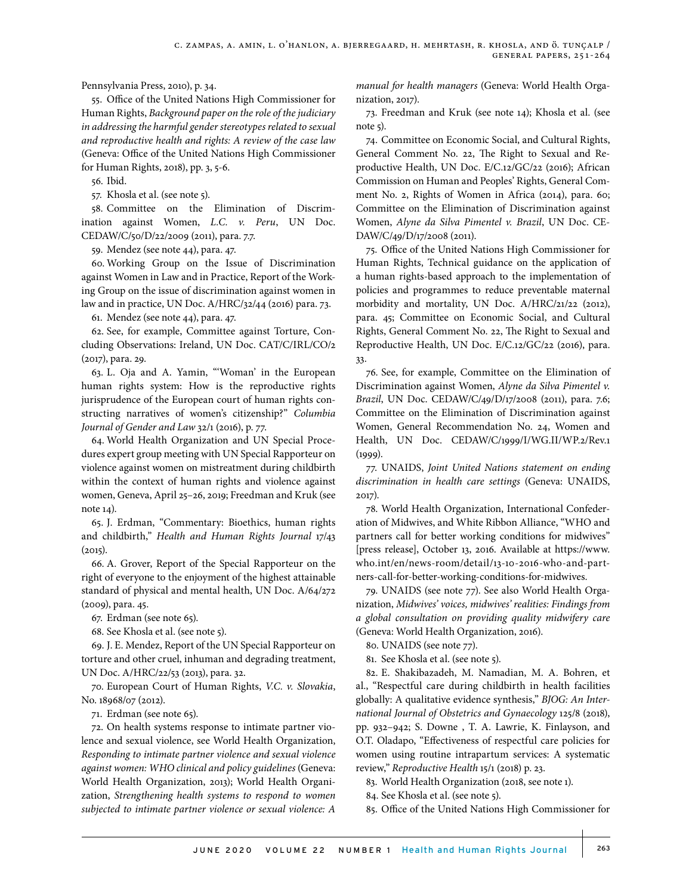Pennsylvania Press, 2010), p. 34.

55. Office of the United Nations High Commissioner for Human Rights, *Background paper on the role of the judiciary in addressing the harmful gender stereotypes related to sexual and reproductive health and rights: A review of the case law* (Geneva: Office of the United Nations High Commissioner for Human Rights, 2018), pp. 3, 5-6.

56. Ibid.

57. Khosla et al. (see note 5).

58. Committee on the Elimination of Discrimination against Women, *L.C. v. Peru*, UN Doc. CEDAW/C/50/D/22/2009 (2011), para. 7.7.

59. Mendez (see note 44), para. 47.

60. Working Group on the Issue of Discrimination against Women in Law and in Practice, Report of the Working Group on the issue of discrimination against women in law and in practice, UN Doc. A/HRC/32/44 (2016) para. 73.

61. Mendez (see note 44), para. 47.

62. See, for example, Committee against Torture, Concluding Observations: Ireland, UN Doc. CAT/C/IRL/CO/2 (2017), para. 29.

63. L. Oja and A. Yamin, "'Woman' in the European human rights system: How is the reproductive rights jurisprudence of the European court of human rights constructing narratives of women's citizenship?" *Columbia Journal of Gender and Law* 32/1 (2016), p. 77.

64. World Health Organization and UN Special Procedures expert group meeting with UN Special Rapporteur on violence against women on mistreatment during childbirth within the context of human rights and violence against women, Geneva, April 25–26, 2019; Freedman and Kruk (see note 14).

65. J. Erdman, "Commentary: Bioethics, human rights and childbirth," *Health and Human Rights Journal* 17/43 (2015).

66. A. Grover, Report of the Special Rapporteur on the right of everyone to the enjoyment of the highest attainable standard of physical and mental health, UN Doc. A/64/272 (2009), para. 45.

67. Erdman (see note 65).

68. See Khosla et al. (see note 5).

69. J. E. Mendez, Report of the UN Special Rapporteur on torture and other cruel, inhuman and degrading treatment, UN Doc. A/HRC/22/53 (2013), para. 32.

70. European Court of Human Rights, *V.C. v. Slovakia*, No. 18968/07 (2012).

71. Erdman (see note 65).

72. On health systems response to intimate partner violence and sexual violence, see World Health Organization, *Responding to intimate partner violence and sexual violence against women: WHO clinical and policy guidelines* (Geneva: World Health Organization, 2013); World Health Organization, *Strengthening health systems to respond to women subjected to intimate partner violence or sexual violence: A manual for health managers* (Geneva: World Health Organization, 2017).

73. Freedman and Kruk (see note 14); Khosla et al. (see note 5).

74. Committee on Economic Social, and Cultural Rights, General Comment No. 22, The Right to Sexual and Reproductive Health, UN Doc. E/C.12/GC/22 (2016); African Commission on Human and Peoples' Rights, General Comment No. 2, Rights of Women in Africa (2014), para. 60; Committee on the Elimination of Discrimination against Women, *Alyne da Silva Pimentel v. Brazil*, UN Doc. CEDAW/C/49/D/17/2008 (2011).

75. Office of the United Nations High Commissioner for Human Rights, Technical guidance on the application of a human rights-based approach to the implementation of policies and programmes to reduce preventable maternal morbidity and mortality, UN Doc. A/HRC/21/22 (2012), para. 45; Committee on Economic Social, and Cultural Rights, General Comment No. 22, The Right to Sexual and Reproductive Health, UN Doc. E/C.12/GC/22 (2016), para. 33.

76. See, for example, Committee on the Elimination of Discrimination against Women, *Alyne da Silva Pimentel v. Brazil*, UN Doc. CEDAW/C/49/D/17/2008 (2011), para. 7.6; Committee on the Elimination of Discrimination against Women, General Recommendation No. 24, Women and Health, UN Doc. CEDAW/C/1999/I/WG.II/WP.2/Rev.1 (1999).

77. UNAIDS, *Joint United Nations statement on ending discrimination in health care settings* (Geneva: UNAIDS, 2017).

78. World Health Organization, International Confederation of Midwives, and White Ribbon Alliance, "WHO and partners call for better working conditions for midwives" [press release], October 13, 2016. Available at https://www.who.int/en/news-room/detail/13-10-2016-who-and-partners-call-for-better-working-conditions-for-midwives.

79. UNAIDS (see note 77). See also World Health Organization, *Midwives' voices, midwives' realities: Findings from a global consultation on providing quality midwifery care* (Geneva: World Health Organization, 2016).

80. UNAIDS (see note 77).

81. See Khosla et al. (see note 5).

82. E. Shakibazadeh, M. Namadian, M. A. Bohren, et al., "Respectful care during childbirth in health facilities globally: A qualitative evidence synthesis," *BJOG: An International Journal of Obstetrics and Gynaecology* 125/8 (2018), pp. 932–942; S. Downe , T. A. Lawrie, K. Finlayson, and O.T. Oladapo, "Effectiveness of respectful care policies for women using routine intrapartum services: A systematic review," *Reproductive Health* 15/1 (2018) p. 23.

83. World Health Organization (2018, see note 1).

84. See Khosla et al. (see note 5).

85. Office of the United Nations High Commissioner for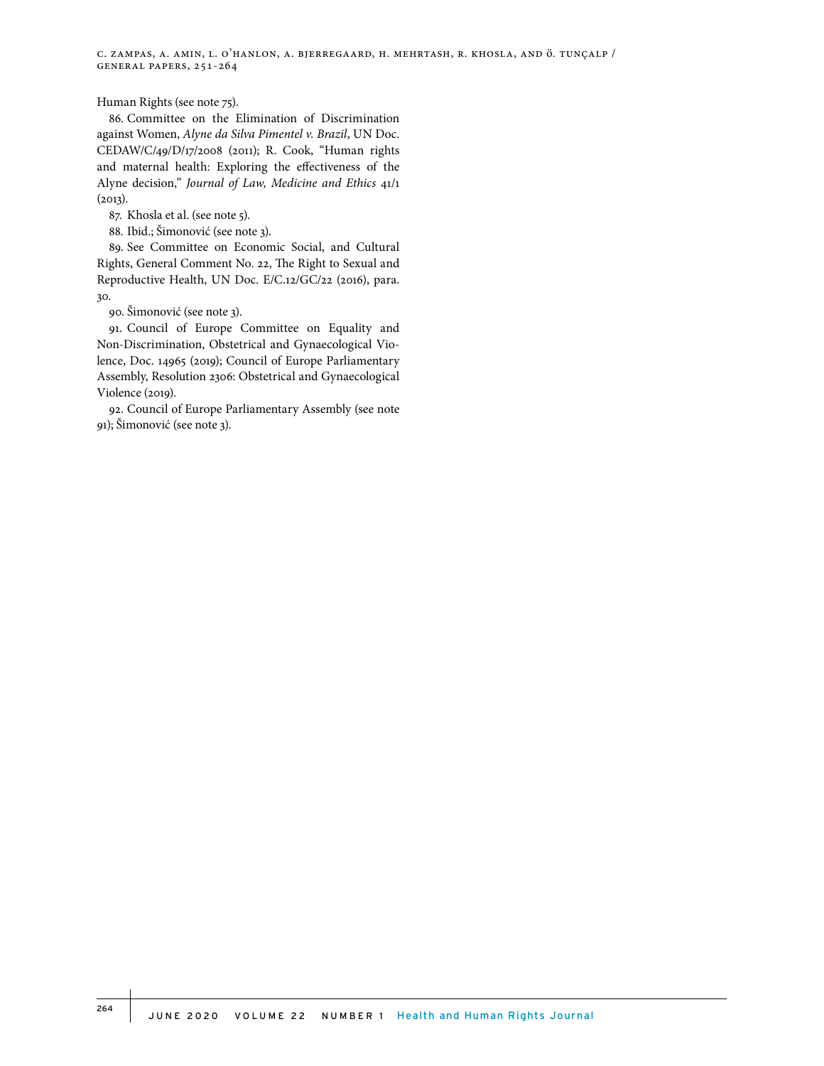Human Rights (see note 75).

86. Committee on the Elimination of Discrimination against Women, *Alyne da Silva Pimentel v. Brazil*, UN Doc. CEDAW/C/49/D/17/2008 (2011); R. Cook, "Human rights and maternal health: Exploring the effectiveness of the Alyne decision," *Journal of Law, Medicine and Ethics* 41/1 (2013).

87. Khosla et al. (see note 5).

88. Ibid.; Šimonović (see note 3).

89. See Committee on Economic Social, and Cultural Rights, General Comment No. 22, The Right to Sexual and Reproductive Health, UN Doc. E/C.12/GC/22 (2016), para. 30.

90. Šimonović (see note 3).

91. Council of Europe Committee on Equality and Non-Discrimination, Obstetrical and Gynaecological Violence, Doc. 14965 (2019); Council of Europe Parliamentary Assembly, Resolution 2306: Obstetrical and Gynaecological Violence (2019).

92. Council of Europe Parliamentary Assembly (see note 91); Šimonović (see note 3).